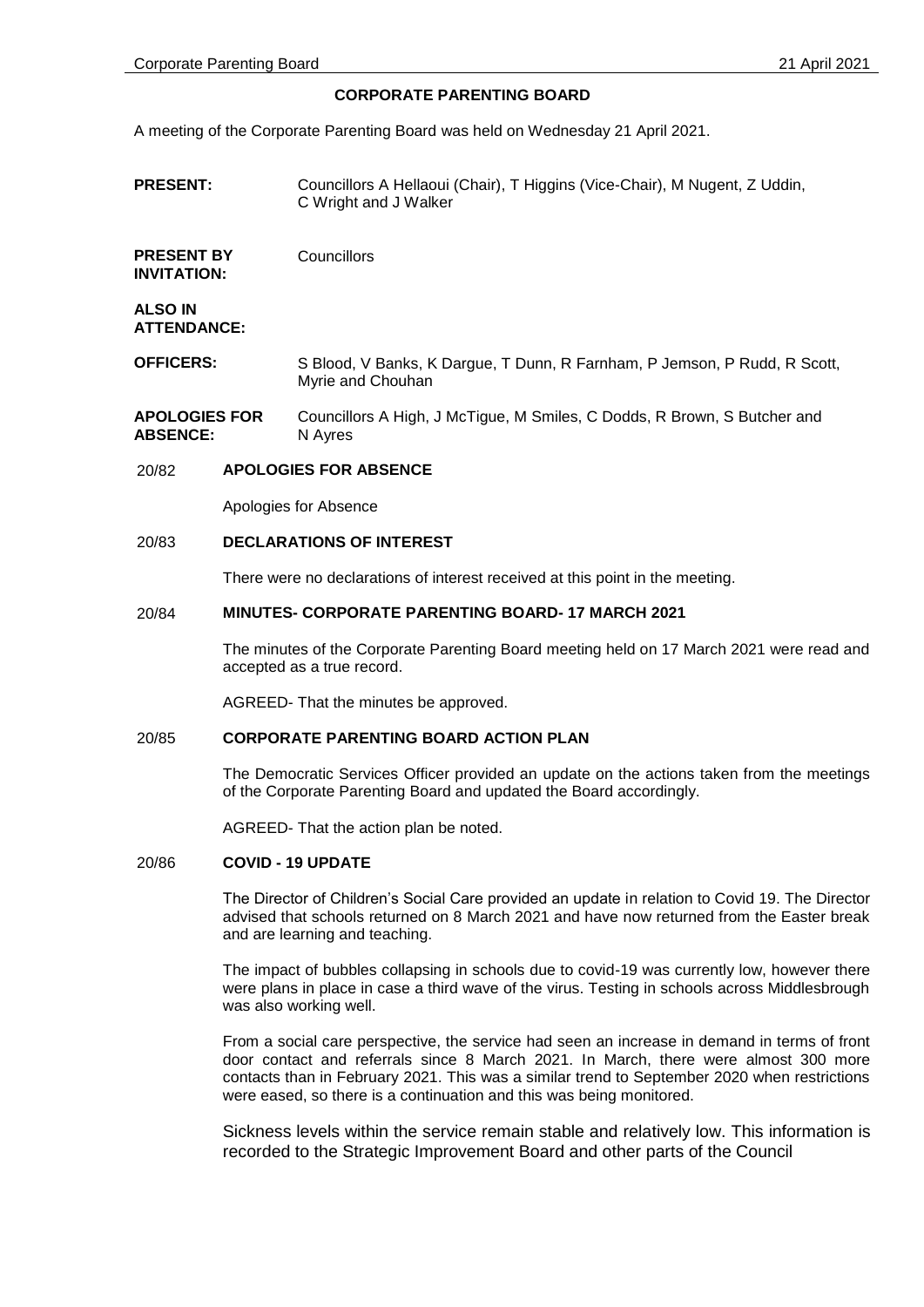**CORPORATE PARENTING BOARD**

A meeting of the Corporate Parenting Board was held on Wednesday 21 April 2021.

| | |
|---|---|
| **PRESENT:** | Councillors A Hellaoui (Chair), T Higgins (Vice-Chair), M Nugent, Z Uddin, C Wright and J Walker |
| **PRESENT BY INVITATION:** | Councillors |
| **ALSO IN ATTENDANCE:** | |
| **OFFICERS:** | S Blood, V Banks, K Dargue, T Dunn, R Farnham, P Jemson, P Rudd, R Scott, Myrie and Chouhan |
| **APOLOGIES FOR ABSENCE:** | Councillors A High, J McTigue, M Smiles, C Dodds, R Brown, S Butcher and N Ayres |

**20/82 APOLOGIES FOR ABSENCE**

Apologies for Absence

**20/83 DECLARATIONS OF INTEREST**

There were no declarations of interest received at this point in the meeting.

**20/84 MINUTES- CORPORATE PARENTING BOARD- 17 MARCH 2021**

The minutes of the Corporate Parenting Board meeting held on 17 March 2021 were read and accepted as a true record.

AGREED- That the minutes be approved.

**20/85 CORPORATE PARENTING BOARD ACTION PLAN**

The Democratic Services Officer provided an update on the actions taken from the meetings of the Corporate Parenting Board and updated the Board accordingly.

AGREED- That the action plan be noted.

**20/86 COVID - 19 UPDATE**

The Director of Children's Social Care provided an update in relation to Covid 19. The Director advised that schools returned on 8 March 2021 and have now returned from the Easter break and are learning and teaching.

The impact of bubbles collapsing in schools due to covid-19 was currently low, however there were plans in place in case a third wave of the virus. Testing in schools across Middlesbrough was also working well.

From a social care perspective, the service had seen an increase in demand in terms of front door contact and referrals since 8 March 2021. In March, there were almost 300 more contacts than in February 2021. This was a similar trend to September 2020 when restrictions were eased, so there is a continuation and this was being monitored.

Sickness levels within the service remain stable and relatively low. This information is recorded to the Strategic Improvement Board and other parts of the Council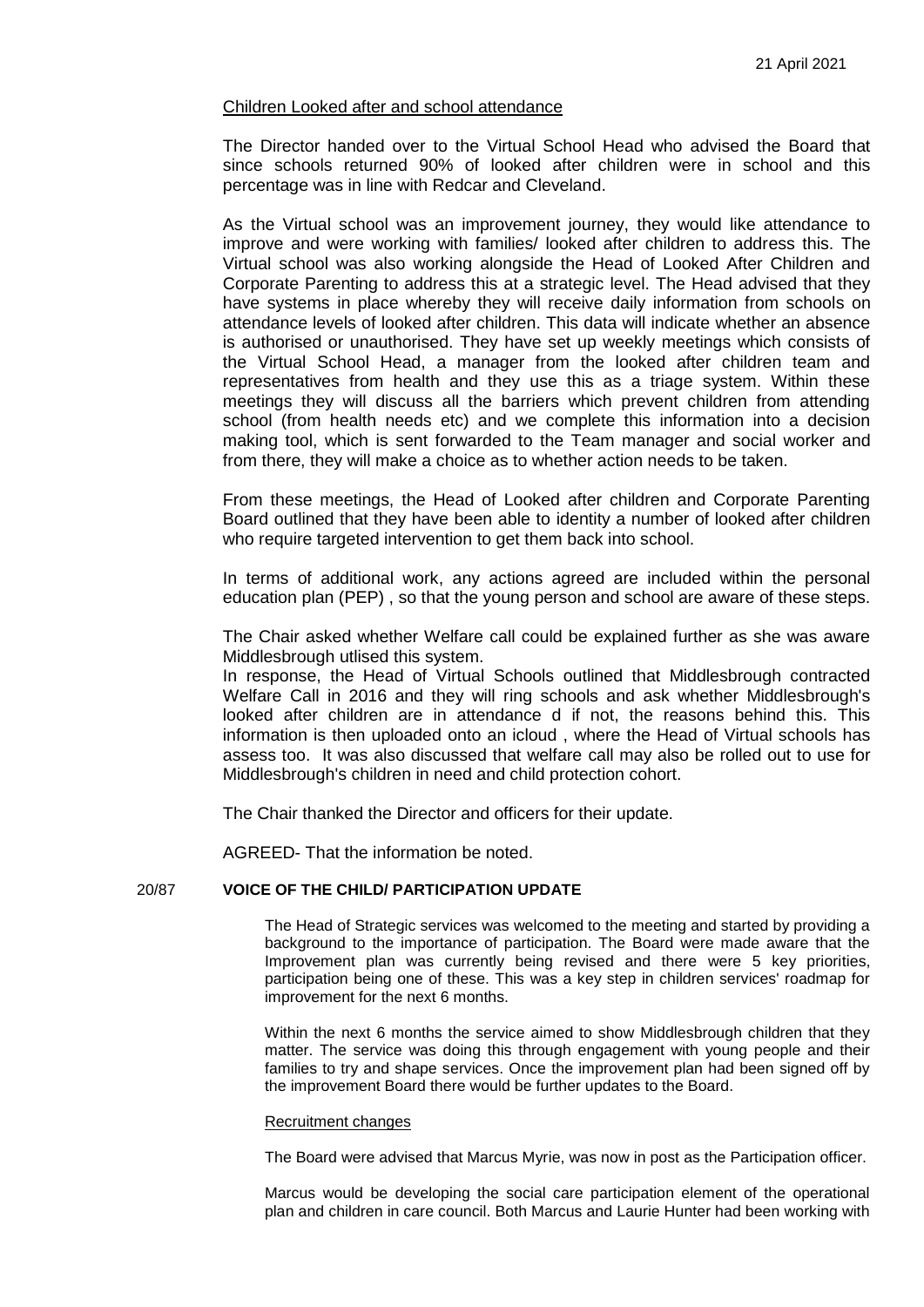Children Looked after and school attendance

The Director handed over to the Virtual School Head who advised the Board that since schools returned 90% of looked after children were in school and this percentage was in line with Redcar and Cleveland.

As the Virtual school was an improvement journey, they would like attendance to improve and were working with families/ looked after children to address this. The Virtual school was also working alongside the Head of Looked After Children and Corporate Parenting to address this at a strategic level. The Head advised that they have systems in place whereby they will receive daily information from schools on attendance levels of looked after children. This data will indicate whether an absence is authorised or unauthorised. They have set up weekly meetings which consists of the Virtual School Head, a manager from the looked after children team and representatives from health and they use this as a triage system. Within these meetings they will discuss all the barriers which prevent children from attending school (from health needs etc) and we complete this information into a decision making tool, which is sent forwarded to the Team manager and social worker and from there, they will make a choice as to whether action needs to be taken.

From these meetings, the Head of Looked after children and Corporate Parenting Board outlined that they have been able to identity a number of looked after children who require targeted intervention to get them back into school.

In terms of additional work, any actions agreed are included within the personal education plan (PEP) , so that the young person and school are aware of these steps.

The Chair asked whether Welfare call could be explained further as she was aware Middlesbrough utlised this system.

In response, the Head of Virtual Schools outlined that Middlesbrough contracted Welfare Call in 2016 and they will ring schools and ask whether Middlesbrough's looked after children are in attendance d if not, the reasons behind this. This information is then uploaded onto an icloud , where the Head of Virtual schools has assess too. It was also discussed that welfare call may also be rolled out to use for Middlesbrough's children in need and child protection cohort.

The Chair thanked the Director and officers for their update.

AGREED- That the information be noted.

**20/87 VOICE OF THE CHILD/ PARTICIPATION UPDATE**

The Head of Strategic services was welcomed to the meeting and started by providing a background to the importance of participation. The Board were made aware that the Improvement plan was currently being revised and there were 5 key priorities, participation being one of these. This was a key step in children services' roadmap for improvement for the next 6 months.

Within the next 6 months the service aimed to show Middlesbrough children that they matter. The service was doing this through engagement with young people and their families to try and shape services. Once the improvement plan had been signed off by the improvement Board there would be further updates to the Board.

Recruitment changes

The Board were advised that Marcus Myrie, was now in post as the Participation officer.

Marcus would be developing the social care participation element of the operational plan and children in care council. Both Marcus and Laurie Hunter had been working with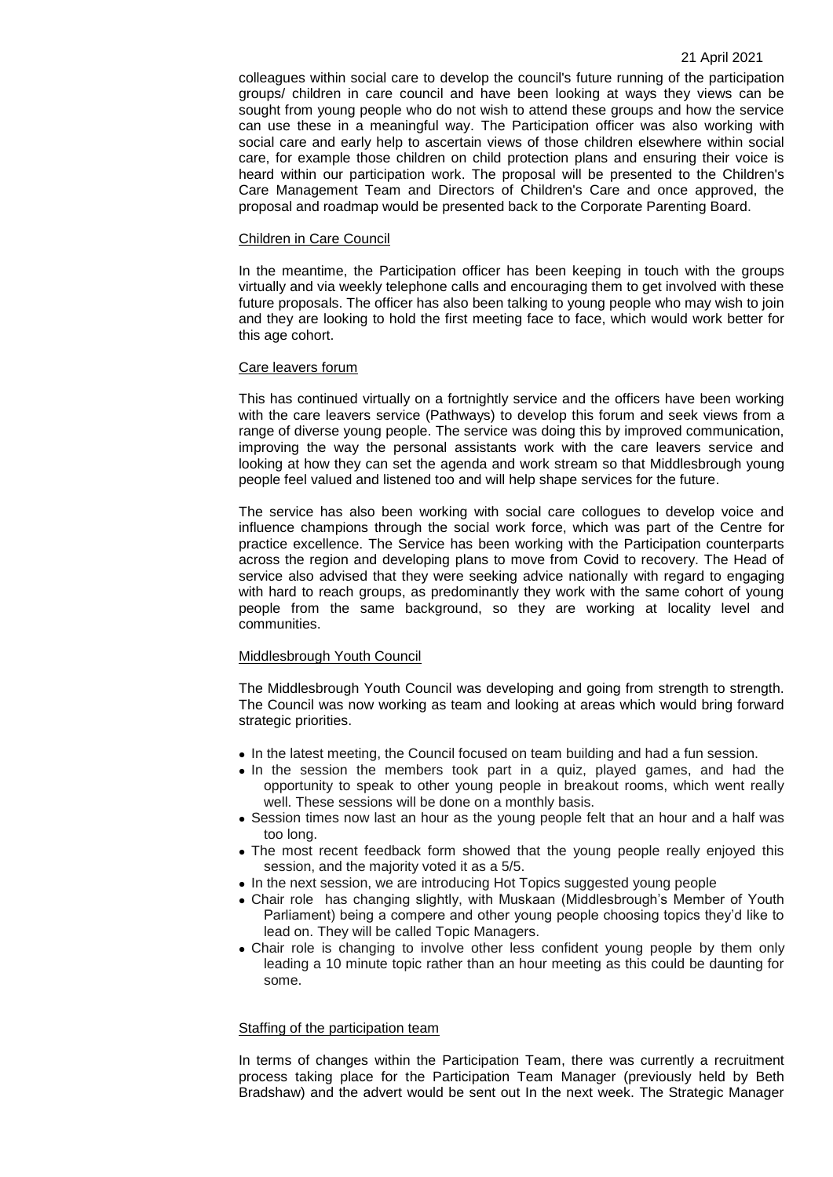colleagues within social care to develop the council's future running of the participation groups/ children in care council and have been looking at ways they views can be sought from young people who do not wish to attend these groups and how the service can use these in a meaningful way. The Participation officer was also working with social care and early help to ascertain views of those children elsewhere within social care, for example those children on child protection plans and ensuring their voice is heard within our participation work. The proposal will be presented to the Children's Care Management Team and Directors of Children's Care and once approved, the proposal and roadmap would be presented back to the Corporate Parenting Board.

Children in Care Council

In the meantime, the Participation officer has been keeping in touch with the groups virtually and via weekly telephone calls and encouraging them to get involved with these future proposals. The officer has also been talking to young people who may wish to join and they are looking to hold the first meeting face to face, which would work better for this age cohort.

Care leavers forum

This has continued virtually on a fortnightly service and the officers have been working with the care leavers service (Pathways) to develop this forum and seek views from a range of diverse young people. The service was doing this by improved communication, improving the way the personal assistants work with the care leavers service and looking at how they can set the agenda and work stream so that Middlesbrough young people feel valued and listened too and will help shape services for the future.

The service has also been working with social care collogues to develop voice and influence champions through the social work force, which was part of the Centre for practice excellence. The Service has been working with the Participation counterparts across the region and developing plans to move from Covid to recovery. The Head of service also advised that they were seeking advice nationally with regard to engaging with hard to reach groups, as predominantly they work with the same cohort of young people from the same background, so they are working at locality level and communities.

Middlesbrough Youth Council

The Middlesbrough Youth Council was developing and going from strength to strength. The Council was now working as team and looking at areas which would bring forward strategic priorities.

- In the latest meeting, the Council focused on team building and had a fun session.
- In the session the members took part in a quiz, played games, and had the opportunity to speak to other young people in breakout rooms, which went really well. These sessions will be done on a monthly basis.
- Session times now last an hour as the young people felt that an hour and a half was too long.
- The most recent feedback form showed that the young people really enjoyed this session, and the majority voted it as a 5/5.
- In the next session, we are introducing Hot Topics suggested young people
- Chair role has changing slightly, with Muskaan (Middlesbrough's Member of Youth Parliament) being a compere and other young people choosing topics they'd like to lead on. They will be called Topic Managers.
- Chair role is changing to involve other less confident young people by them only leading a 10 minute topic rather than an hour meeting as this could be daunting for some.

Staffing of the participation team

In terms of changes within the Participation Team, there was currently a recruitment process taking place for the Participation Team Manager (previously held by Beth Bradshaw) and the advert would be sent out In the next week. The Strategic Manager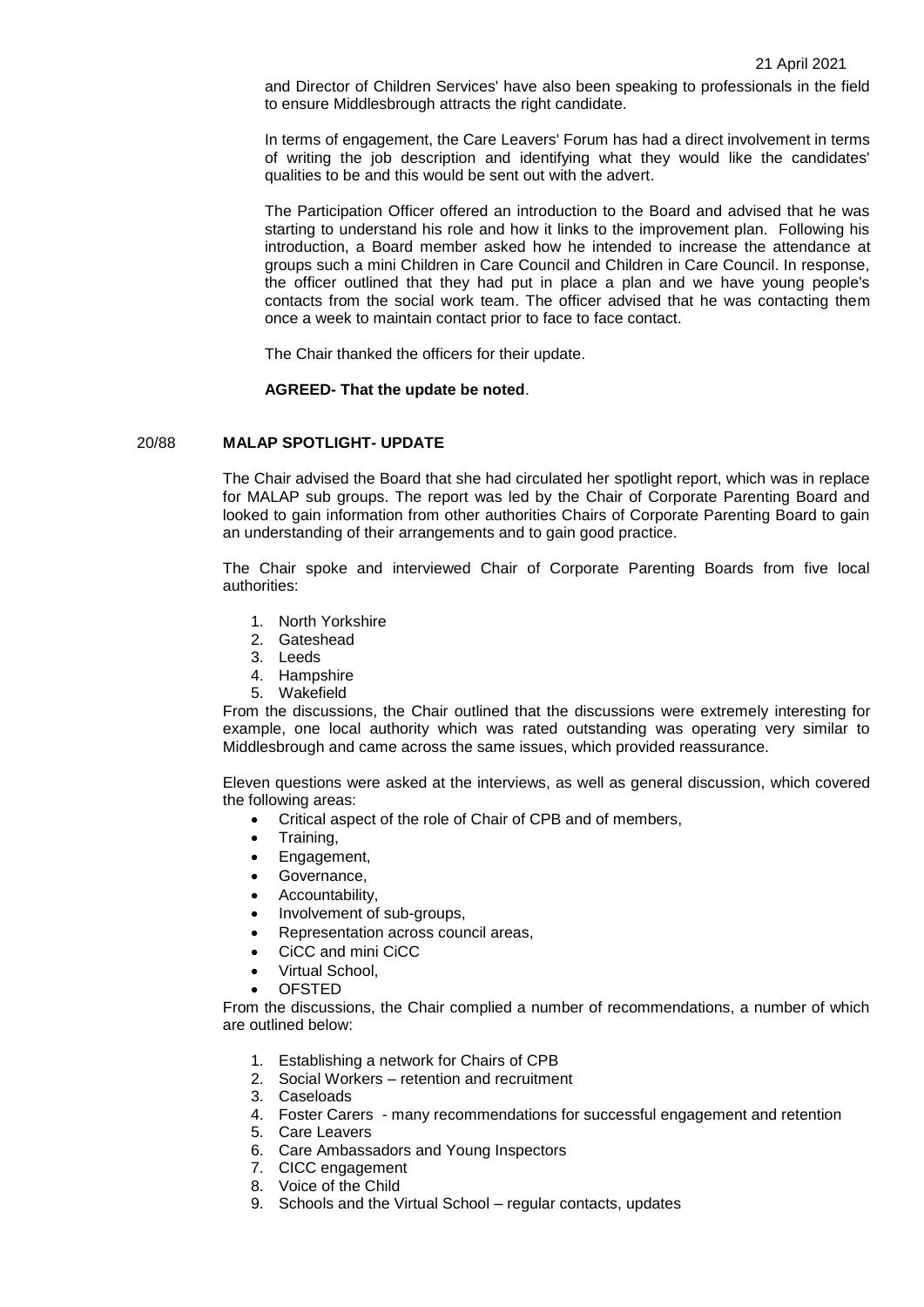and Director of Children Services' have also been speaking to professionals in the field to ensure Middlesbrough attracts the right candidate.

In terms of engagement, the Care Leavers' Forum has had a direct involvement in terms of writing the job description and identifying what they would like the candidates' qualities to be and this would be sent out with the advert.

The Participation Officer offered an introduction to the Board and advised that he was starting to understand his role and how it links to the improvement plan. Following his introduction, a Board member asked how he intended to increase the attendance at groups such a mini Children in Care Council and Children in Care Council. In response, the officer outlined that they had put in place a plan and we have young people's contacts from the social work team. The officer advised that he was contacting them once a week to maintain contact prior to face to face contact.

The Chair thanked the officers for their update.

**AGREED- That the update be noted**.

## 20/88 MALAP SPOTLIGHT- UPDATE

The Chair advised the Board that she had circulated her spotlight report, which was in replace for MALAP sub groups. The report was led by the Chair of Corporate Parenting Board and looked to gain information from other authorities Chairs of Corporate Parenting Board to gain an understanding of their arrangements and to gain good practice.

The Chair spoke and interviewed Chair of Corporate Parenting Boards from five local authorities:

1. North Yorkshire
2. Gateshead
3. Leeds
4. Hampshire
5. Wakefield

From the discussions, the Chair outlined that the discussions were extremely interesting for example, one local authority which was rated outstanding was operating very similar to Middlesbrough and came across the same issues, which provided reassurance.

Eleven questions were asked at the interviews, as well as general discussion, which covered the following areas:

- Critical aspect of the role of Chair of CPB and of members,
- Training,
- Engagement,
- Governance,
- Accountability,
- Involvement of sub-groups,
- Representation across council areas,
- CiCC and mini CiCC
- Virtual School,
- OFSTED

From the discussions, the Chair complied a number of recommendations, a number of which are outlined below:

1. Establishing a network for Chairs of CPB
2. Social Workers – retention and recruitment
3. Caseloads
4. Foster Carers - many recommendations for successful engagement and retention
5. Care Leavers
6. Care Ambassadors and Young Inspectors
7. CICC engagement
8. Voice of the Child
9. Schools and the Virtual School – regular contacts, updates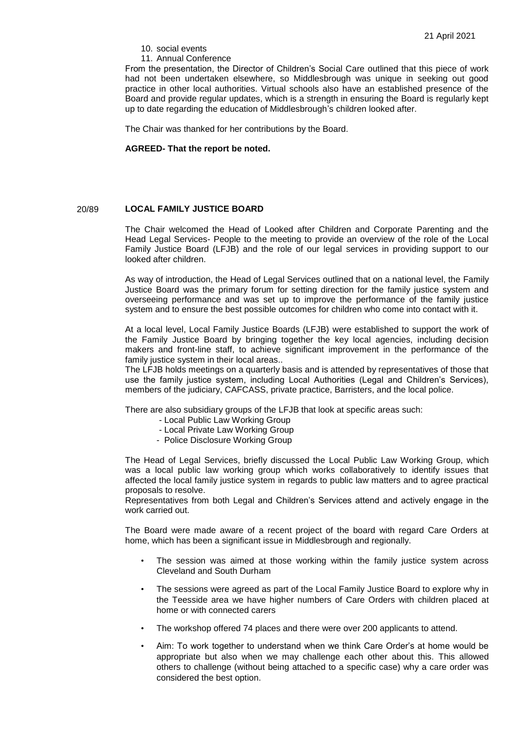10. social events
11. Annual Conference

From the presentation, the Director of Children's Social Care outlined that this piece of work had not been undertaken elsewhere, so Middlesbrough was unique in seeking out good practice in other local authorities. Virtual schools also have an established presence of the Board and provide regular updates, which is a strength in ensuring the Board is regularly kept up to date regarding the education of Middlesbrough's children looked after.

The Chair was thanked for her contributions by the Board.

**AGREED- That the report be noted.**

20/89 **LOCAL FAMILY JUSTICE BOARD**

The Chair welcomed the Head of Looked after Children and Corporate Parenting and the Head Legal Services- People to the meeting to provide an overview of the role of the Local Family Justice Board (LFJB) and the role of our legal services in providing support to our looked after children.

As way of introduction, the Head of Legal Services outlined that on a national level, the Family Justice Board was the primary forum for setting direction for the family justice system and overseeing performance and was set up to improve the performance of the family justice system and to ensure the best possible outcomes for children who come into contact with it.

At a local level, Local Family Justice Boards (LFJB) were established to support the work of the Family Justice Board by bringing together the key local agencies, including decision makers and front-line staff, to achieve significant improvement in the performance of the family justice system in their local areas..

The LFJB holds meetings on a quarterly basis and is attended by representatives of those that use the family justice system, including Local Authorities (Legal and Children's Services), members of the judiciary, CAFCASS, private practice, Barristers, and the local police.

There are also subsidiary groups of the LFJB that look at specific areas such:

- Local Public Law Working Group
- Local Private Law Working Group
- Police Disclosure Working Group

The Head of Legal Services, briefly discussed the Local Public Law Working Group, which was a local public law working group which works collaboratively to identify issues that affected the local family justice system in regards to public law matters and to agree practical proposals to resolve.

Representatives from both Legal and Children's Services attend and actively engage in the work carried out.

The Board were made aware of a recent project of the board with regard Care Orders at home, which has been a significant issue in Middlesbrough and regionally.

- The session was aimed at those working within the family justice system across Cleveland and South Durham
- The sessions were agreed as part of the Local Family Justice Board to explore why in the Teesside area we have higher numbers of Care Orders with children placed at home or with connected carers
- The workshop offered 74 places and there were over 200 applicants to attend.
- Aim: To work together to understand when we think Care Order's at home would be appropriate but also when we may challenge each other about this. This allowed others to challenge (without being attached to a specific case) why a care order was considered the best option.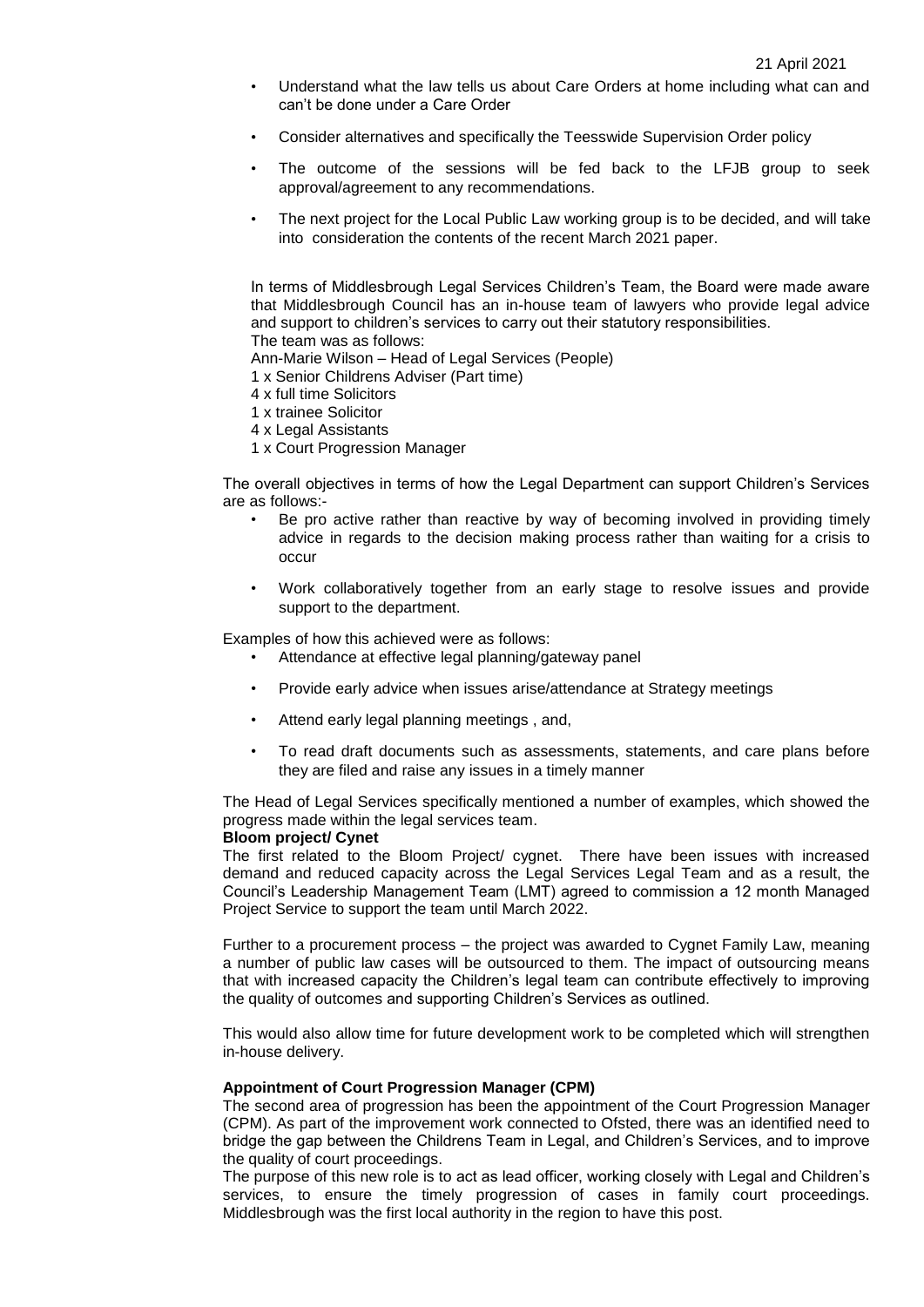- Understand what the law tells us about Care Orders at home including what can and can't be done under a Care Order
- Consider alternatives and specifically the Teesswide Supervision Order policy
- The outcome of the sessions will be fed back to the LFJB group to seek approval/agreement to any recommendations.
- The next project for the Local Public Law working group is to be decided, and will take into consideration the contents of the recent March 2021 paper.

In terms of Middlesbrough Legal Services Children's Team, the Board were made aware that Middlesbrough Council has an in-house team of lawyers who provide legal advice and support to children's services to carry out their statutory responsibilities.
The team was as follows:
Ann-Marie Wilson – Head of Legal Services (People)
1 x Senior Childrens Adviser (Part time)
4 x full time Solicitors
1 x trainee Solicitor
4 x Legal Assistants
1 x Court Progression Manager

The overall objectives in terms of how the Legal Department can support Children's Services are as follows:-

- Be pro active rather than reactive by way of becoming involved in providing timely advice in regards to the decision making process rather than waiting for a crisis to occur
- Work collaboratively together from an early stage to resolve issues and provide support to the department.

Examples of how this achieved were as follows:

- Attendance at effective legal planning/gateway panel
- Provide early advice when issues arise/attendance at Strategy meetings
- Attend early legal planning meetings , and,
- To read draft documents such as assessments, statements, and care plans before they are filed and raise any issues in a timely manner

The Head of Legal Services specifically mentioned a number of examples, which showed the progress made within the legal services team.

**Bloom project/ Cynet**

The first related to the Bloom Project/ cygnet. There have been issues with increased demand and reduced capacity across the Legal Services Legal Team and as a result, the Council's Leadership Management Team (LMT) agreed to commission a 12 month Managed Project Service to support the team until March 2022.

Further to a procurement process – the project was awarded to Cygnet Family Law, meaning a number of public law cases will be outsourced to them. The impact of outsourcing means that with increased capacity the Children's legal team can contribute effectively to improving the quality of outcomes and supporting Children's Services as outlined.

This would also allow time for future development work to be completed which will strengthen in-house delivery.

**Appointment of Court Progression Manager (CPM)**

The second area of progression has been the appointment of the Court Progression Manager (CPM). As part of the improvement work connected to Ofsted, there was an identified need to bridge the gap between the Childrens Team in Legal, and Children's Services, and to improve the quality of court proceedings.
The purpose of this new role is to act as lead officer, working closely with Legal and Children's services, to ensure the timely progression of cases in family court proceedings. Middlesbrough was the first local authority in the region to have this post.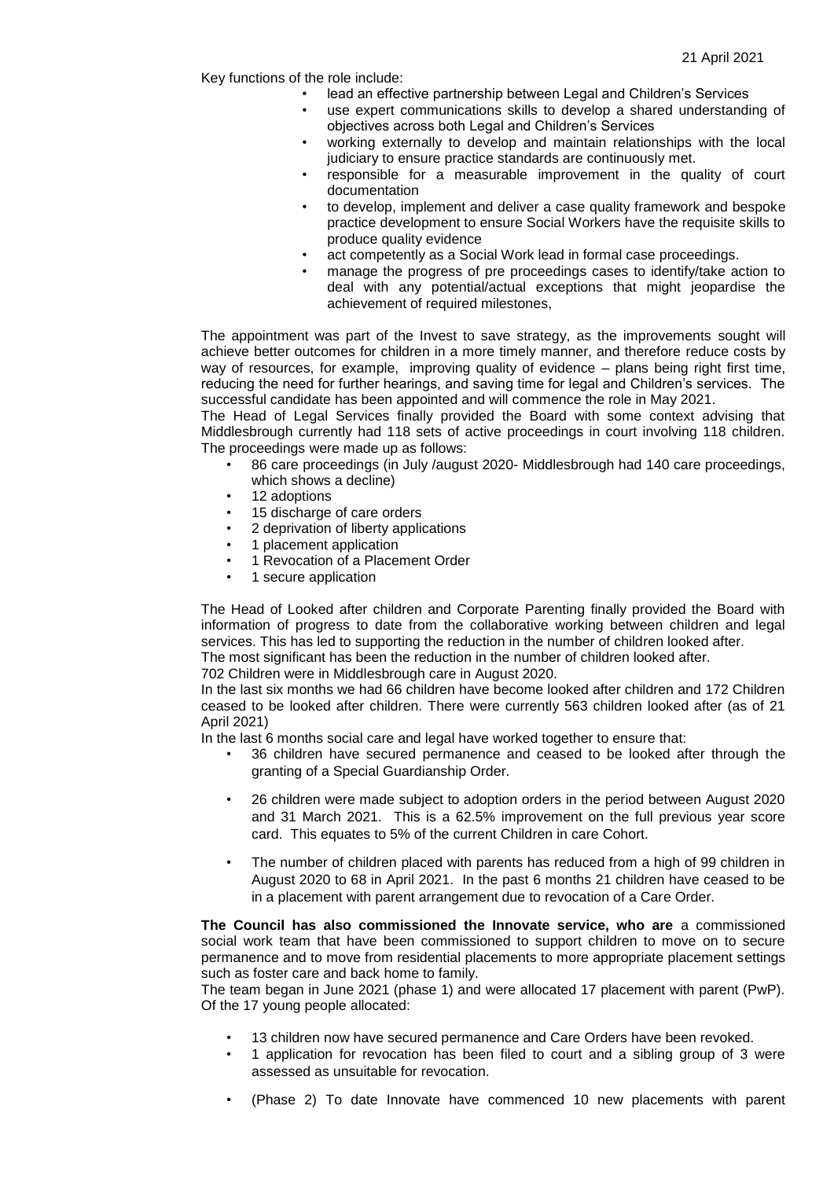Key functions of the role include:

- lead an effective partnership between Legal and Children's Services
- use expert communications skills to develop a shared understanding of objectives across both Legal and Children's Services
- working externally to develop and maintain relationships with the local judiciary to ensure practice standards are continuously met.
- responsible for a measurable improvement in the quality of court documentation
- to develop, implement and deliver a case quality framework and bespoke practice development to ensure Social Workers have the requisite skills to produce quality evidence
- act competently as a Social Work lead in formal case proceedings.
- manage the progress of pre proceedings cases to identify/take action to deal with any potential/actual exceptions that might jeopardise the achievement of required milestones,

The appointment was part of the Invest to save strategy, as the improvements sought will achieve better outcomes for children in a more timely manner, and therefore reduce costs by way of resources, for example, improving quality of evidence – plans being right first time, reducing the need for further hearings, and saving time for legal and Children's services. The successful candidate has been appointed and will commence the role in May 2021.

The Head of Legal Services finally provided the Board with some context advising that Middlesbrough currently had 118 sets of active proceedings in court involving 118 children. The proceedings were made up as follows:

- 86 care proceedings (in July /august 2020- Middlesbrough had 140 care proceedings, which shows a decline)
- 12 adoptions
- 15 discharge of care orders
- 2 deprivation of liberty applications
- 1 placement application
- 1 Revocation of a Placement Order
- 1 secure application

The Head of Looked after children and Corporate Parenting finally provided the Board with information of progress to date from the collaborative working between children and legal services. This has led to supporting the reduction in the number of children looked after.

The most significant has been the reduction in the number of children looked after.

702 Children were in Middlesbrough care in August 2020.

In the last six months we had 66 children have become looked after children and 172 Children ceased to be looked after children. There were currently 563 children looked after (as of 21 April 2021)

In the last 6 months social care and legal have worked together to ensure that:

- 36 children have secured permanence and ceased to be looked after through the granting of a Special Guardianship Order.
- 26 children were made subject to adoption orders in the period between August 2020 and 31 March 2021. This is a 62.5% improvement on the full previous year score card. This equates to 5% of the current Children in care Cohort.
- The number of children placed with parents has reduced from a high of 99 children in August 2020 to 68 in April 2021. In the past 6 months 21 children have ceased to be in a placement with parent arrangement due to revocation of a Care Order.

**The Council has also commissioned the Innovate service, who are** a commissioned social work team that have been commissioned to support children to move on to secure permanence and to move from residential placements to more appropriate placement settings such as foster care and back home to family.

The team began in June 2021 (phase 1) and were allocated 17 placement with parent (PwP). Of the 17 young people allocated:

- 13 children now have secured permanence and Care Orders have been revoked.
- 1 application for revocation has been filed to court and a sibling group of 3 were assessed as unsuitable for revocation.
- (Phase 2) To date Innovate have commenced 10 new placements with parent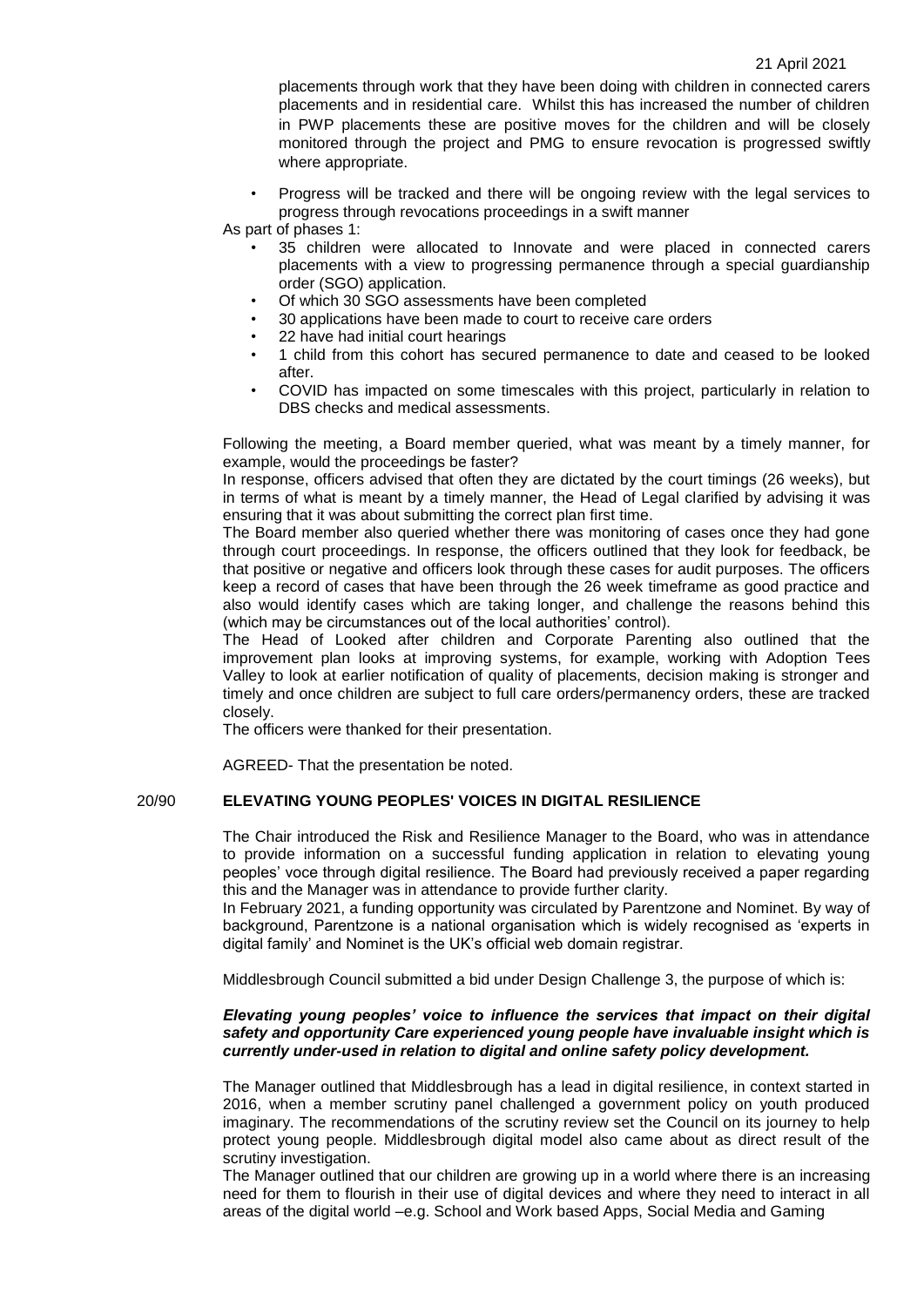placements through work that they have been doing with children in connected carers placements and in residential care. Whilst this has increased the number of children in PWP placements these are positive moves for the children and will be closely monitored through the project and PMG to ensure revocation is progressed swiftly where appropriate.

- Progress will be tracked and there will be ongoing review with the legal services to progress through revocations proceedings in a swift manner

As part of phases 1:

- 35 children were allocated to Innovate and were placed in connected carers placements with a view to progressing permanence through a special guardianship order (SGO) application.
- Of which 30 SGO assessments have been completed
- 30 applications have been made to court to receive care orders
- 22 have had initial court hearings
- 1 child from this cohort has secured permanence to date and ceased to be looked after.
- COVID has impacted on some timescales with this project, particularly in relation to DBS checks and medical assessments.

Following the meeting, a Board member queried, what was meant by a timely manner, for example, would the proceedings be faster?

In response, officers advised that often they are dictated by the court timings (26 weeks), but in terms of what is meant by a timely manner, the Head of Legal clarified by advising it was ensuring that it was about submitting the correct plan first time.

The Board member also queried whether there was monitoring of cases once they had gone through court proceedings. In response, the officers outlined that they look for feedback, be that positive or negative and officers look through these cases for audit purposes. The officers keep a record of cases that have been through the 26 week timeframe as good practice and also would identify cases which are taking longer, and challenge the reasons behind this (which may be circumstances out of the local authorities' control).

The Head of Looked after children and Corporate Parenting also outlined that the improvement plan looks at improving systems, for example, working with Adoption Tees Valley to look at earlier notification of quality of placements, decision making is stronger and timely and once children are subject to full care orders/permanency orders, these are tracked closely.

The officers were thanked for their presentation.

AGREED- That the presentation be noted.

## 20/90 ELEVATING YOUNG PEOPLES' VOICES IN DIGITAL RESILIENCE

The Chair introduced the Risk and Resilience Manager to the Board, who was in attendance to provide information on a successful funding application in relation to elevating young peoples' voce through digital resilience. The Board had previously received a paper regarding this and the Manager was in attendance to provide further clarity.

In February 2021, a funding opportunity was circulated by Parentzone and Nominet. By way of background, Parentzone is a national organisation which is widely recognised as 'experts in digital family' and Nominet is the UK's official web domain registrar.

Middlesbrough Council submitted a bid under Design Challenge 3, the purpose of which is:

***Elevating young peoples' voice to influence the services that impact on their digital safety and opportunity Care experienced young people have invaluable insight which is currently under-used in relation to digital and online safety policy development.***

The Manager outlined that Middlesbrough has a lead in digital resilience, in context started in 2016, when a member scrutiny panel challenged a government policy on youth produced imaginary. The recommendations of the scrutiny review set the Council on its journey to help protect young people. Middlesbrough digital model also came about as direct result of the scrutiny investigation.

The Manager outlined that our children are growing up in a world where there is an increasing need for them to flourish in their use of digital devices and where they need to interact in all areas of the digital world –e.g. School and Work based Apps, Social Media and Gaming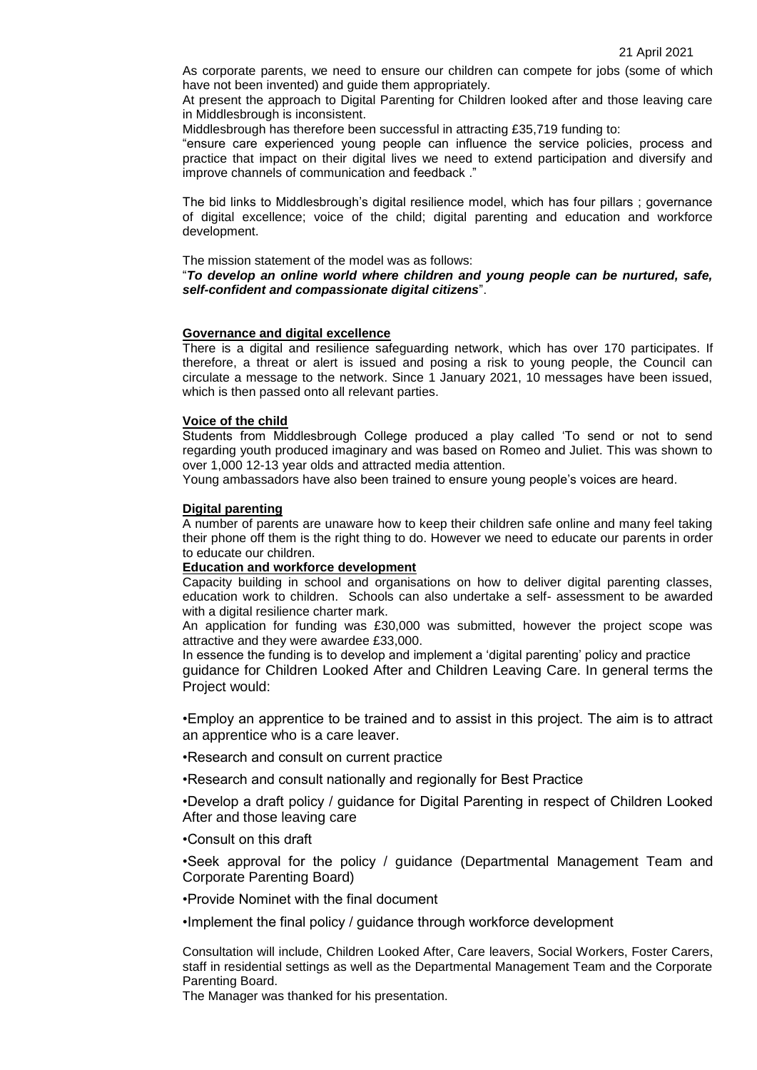As corporate parents, we need to ensure our children can compete for jobs (some of which have not been invented) and guide them appropriately.

At present the approach to Digital Parenting for Children looked after and those leaving care in Middlesbrough is inconsistent.

Middlesbrough has therefore been successful in attracting £35,719 funding to:

"ensure care experienced young people can influence the service policies, process and practice that impact on their digital lives we need to extend participation and diversify and improve channels of communication and feedback ."

The bid links to Middlesbrough's digital resilience model, which has four pillars ; governance of digital excellence; voice of the child; digital parenting and education and workforce development.

The mission statement of the model was as follows:

"***To develop an online world where children and young people can be nurtured, safe, self-confident and compassionate digital citizens***".

**Governance and digital excellence**

There is a digital and resilience safeguarding network, which has over 170 participates. If therefore, a threat or alert is issued and posing a risk to young people, the Council can circulate a message to the network. Since 1 January 2021, 10 messages have been issued, which is then passed onto all relevant parties.

**Voice of the child**

Students from Middlesbrough College produced a play called 'To send or not to send regarding youth produced imaginary and was based on Romeo and Juliet. This was shown to over 1,000 12-13 year olds and attracted media attention.

Young ambassadors have also been trained to ensure young people's voices are heard.

**Digital parenting**

A number of parents are unaware how to keep their children safe online and many feel taking their phone off them is the right thing to do. However we need to educate our parents in order to educate our children.

**Education and workforce development**

Capacity building in school and organisations on how to deliver digital parenting classes, education work to children. Schools can also undertake a self- assessment to be awarded with a digital resilience charter mark.

An application for funding was £30,000 was submitted, however the project scope was attractive and they were awardee £33,000.

In essence the funding is to develop and implement a 'digital parenting' policy and practice guidance for Children Looked After and Children Leaving Care. In general terms the Project would:

- Employ an apprentice to be trained and to assist in this project. The aim is to attract an apprentice who is a care leaver.
- Research and consult on current practice
- Research and consult nationally and regionally for Best Practice
- Develop a draft policy / guidance for Digital Parenting in respect of Children Looked After and those leaving care
- Consult on this draft
- Seek approval for the policy / guidance (Departmental Management Team and Corporate Parenting Board)
- Provide Nominet with the final document
- Implement the final policy / guidance through workforce development

Consultation will include, Children Looked After, Care leavers, Social Workers, Foster Carers, staff in residential settings as well as the Departmental Management Team and the Corporate Parenting Board.

The Manager was thanked for his presentation.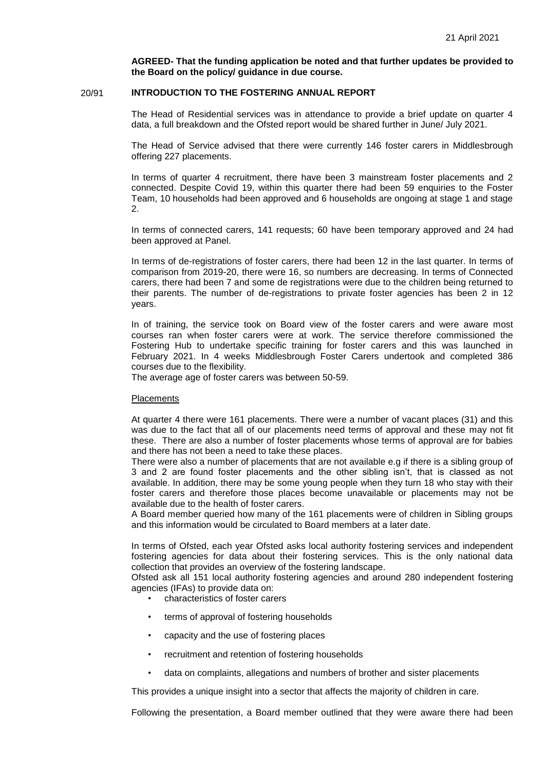**AGREED- That the funding application be noted and that further updates be provided to the Board on the policy/ guidance in due course.**

## 20/91 INTRODUCTION TO THE FOSTERING ANNUAL REPORT

The Head of Residential services was in attendance to provide a brief update on quarter 4 data, a full breakdown and the Ofsted report would be shared further in June/ July 2021.

The Head of Service advised that there were currently 146 foster carers in Middlesbrough offering 227 placements.

In terms of quarter 4 recruitment, there have been 3 mainstream foster placements and 2 connected. Despite Covid 19, within this quarter there had been 59 enquiries to the Foster Team, 10 households had been approved and 6 households are ongoing at stage 1 and stage 2.

In terms of connected carers, 141 requests; 60 have been temporary approved and 24 had been approved at Panel.

In terms of de-registrations of foster carers, there had been 12 in the last quarter. In terms of comparison from 2019-20, there were 16, so numbers are decreasing. In terms of Connected carers, there had been 7 and some de registrations were due to the children being returned to their parents. The number of de-registrations to private foster agencies has been 2 in 12 years.

In of training, the service took on Board view of the foster carers and were aware most courses ran when foster carers were at work. The service therefore commissioned the Fostering Hub to undertake specific training for foster carers and this was launched in February 2021. In 4 weeks Middlesbrough Foster Carers undertook and completed 386 courses due to the flexibility.

The average age of foster carers was between 50-59.

Placements

At quarter 4 there were 161 placements. There were a number of vacant places (31) and this was due to the fact that all of our placements need terms of approval and these may not fit these. There are also a number of foster placements whose terms of approval are for babies and there has not been a need to take these places.

There were also a number of placements that are not available e.g if there is a sibling group of 3 and 2 are found foster placements and the other sibling isn't, that is classed as not available. In addition, there may be some young people when they turn 18 who stay with their foster carers and therefore those places become unavailable or placements may not be available due to the health of foster carers.

A Board member queried how many of the 161 placements were of children in Sibling groups and this information would be circulated to Board members at a later date.

In terms of Ofsted, each year Ofsted asks local authority fostering services and independent fostering agencies for data about their fostering services. This is the only national data collection that provides an overview of the fostering landscape.

Ofsted ask all 151 local authority fostering agencies and around 280 independent fostering agencies (IFAs) to provide data on:

- characteristics of foster carers
- terms of approval of fostering households
- capacity and the use of fostering places
- recruitment and retention of fostering households
- data on complaints, allegations and numbers of brother and sister placements

This provides a unique insight into a sector that affects the majority of children in care.

Following the presentation, a Board member outlined that they were aware there had been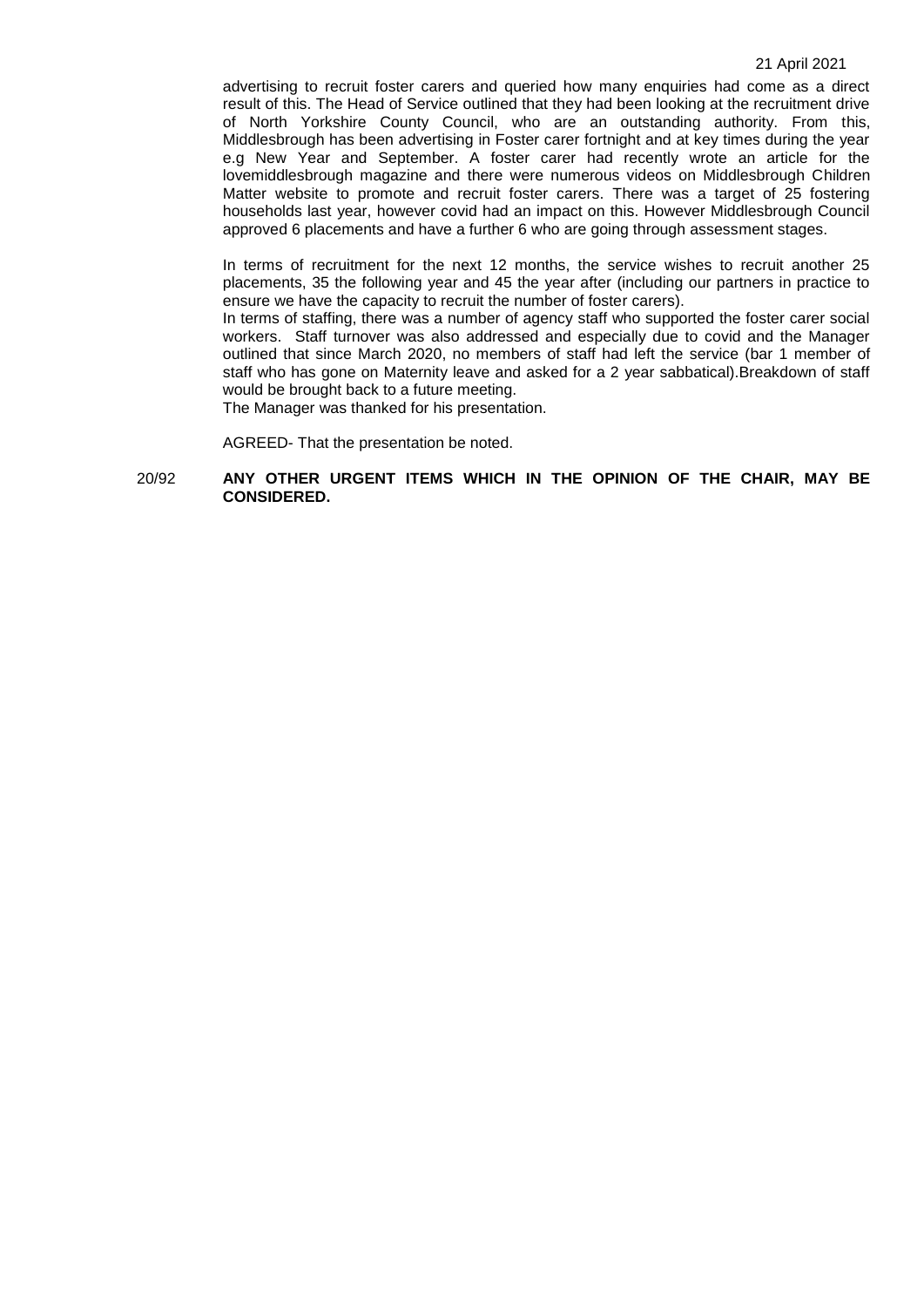advertising to recruit foster carers and queried how many enquiries had come as a direct result of this. The Head of Service outlined that they had been looking at the recruitment drive of North Yorkshire County Council, who are an outstanding authority. From this, Middlesbrough has been advertising in Foster carer fortnight and at key times during the year e.g New Year and September. A foster carer had recently wrote an article for the lovemiddlesbrough magazine and there were numerous videos on Middlesbrough Children Matter website to promote and recruit foster carers. There was a target of 25 fostering households last year, however covid had an impact on this. However Middlesbrough Council approved 6 placements and have a further 6 who are going through assessment stages.

In terms of recruitment for the next 12 months, the service wishes to recruit another 25 placements, 35 the following year and 45 the year after (including our partners in practice to ensure we have the capacity to recruit the number of foster carers).
In terms of staffing, there was a number of agency staff who supported the foster carer social workers. Staff turnover was also addressed and especially due to covid and the Manager outlined that since March 2020, no members of staff had left the service (bar 1 member of staff who has gone on Maternity leave and asked for a 2 year sabbatical).Breakdown of staff would be brought back to a future meeting.
The Manager was thanked for his presentation.

AGREED- That the presentation be noted.

20/92 **ANY OTHER URGENT ITEMS WHICH IN THE OPINION OF THE CHAIR, MAY BE CONSIDERED.**